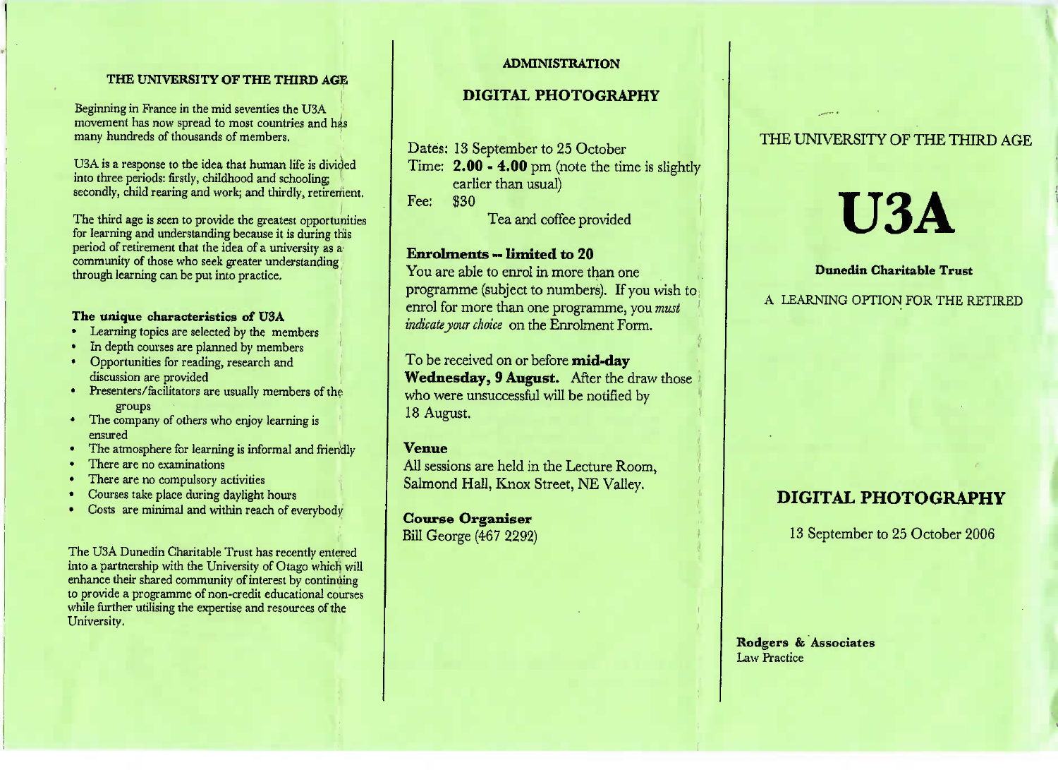## THE UNIVERSITY OF THE THIRD AGE

Beginning in France in the mid seventies the U3A movement has now spread to most countries and has many hundreds of thousands of members.

U3A is a response to the idea that human life is divided into three periods: firstly, childhood and schooling; secondly, child rearing and work; and thirdly, retirement.

The third age is seen to provide the greatest opportunities for learning and understanding because it is during this period of retirement that the idea of a university as a community of those who seek greater understanding through learning can be put into practice.

### The unique characteristics of U3A

- Learning topics are selected by the members
- In depth courses are planned by members
- Opportunities for reading, research and discussion are provided
- Presenters/facilitators are usually members of the groups
- The company of others who enjoy learning is ensured
- The atmosphere for learning is informal and friendly
- There are no examinations
- There are no compulsory activities
- Courses take place during daylight hours
- Costs are minimal and within reach of everybody

The U3A Dunedin Charitable Trust has recently entered into a partnership with the University of Otago which will enhance their shared community of interest by continuing to provide a programme of non-credit educational courses while further utilising the expertise and resources of the University.

## ADMINISTRATION

## DIGITAL PHOTOGRAPHY

Dates: 13 September to 25 October
Time: **2.00 - 4.00** pm (note the time is slightly earlier than usual)
Fee: $30

Tea and coffee provided

### Enrolments -- limited to 20

You are able to enrol in more than one programme (subject to numbers). If you wish to enrol for more than one programme, you *must indicate your choice* on the Enrolment Form.

To be received on or before **mid-day Wednesday, 9 August.** After the draw those who were unsuccessful will be notified by 18 August.

### Venue

All sessions are held in the Lecture Room, Salmond Hall, Knox Street, NE Valley.

### Course Organiser

Bill George (467 2292)

THE UNIVERSITY OF THE THIRD AGE

# U3A

**Dunedin Charitable Trust**

A LEARNING OPTION FOR THE RETIRED

## DIGITAL PHOTOGRAPHY

13 September to 25 October 2006

**Rodgers & Associates**
Law Practice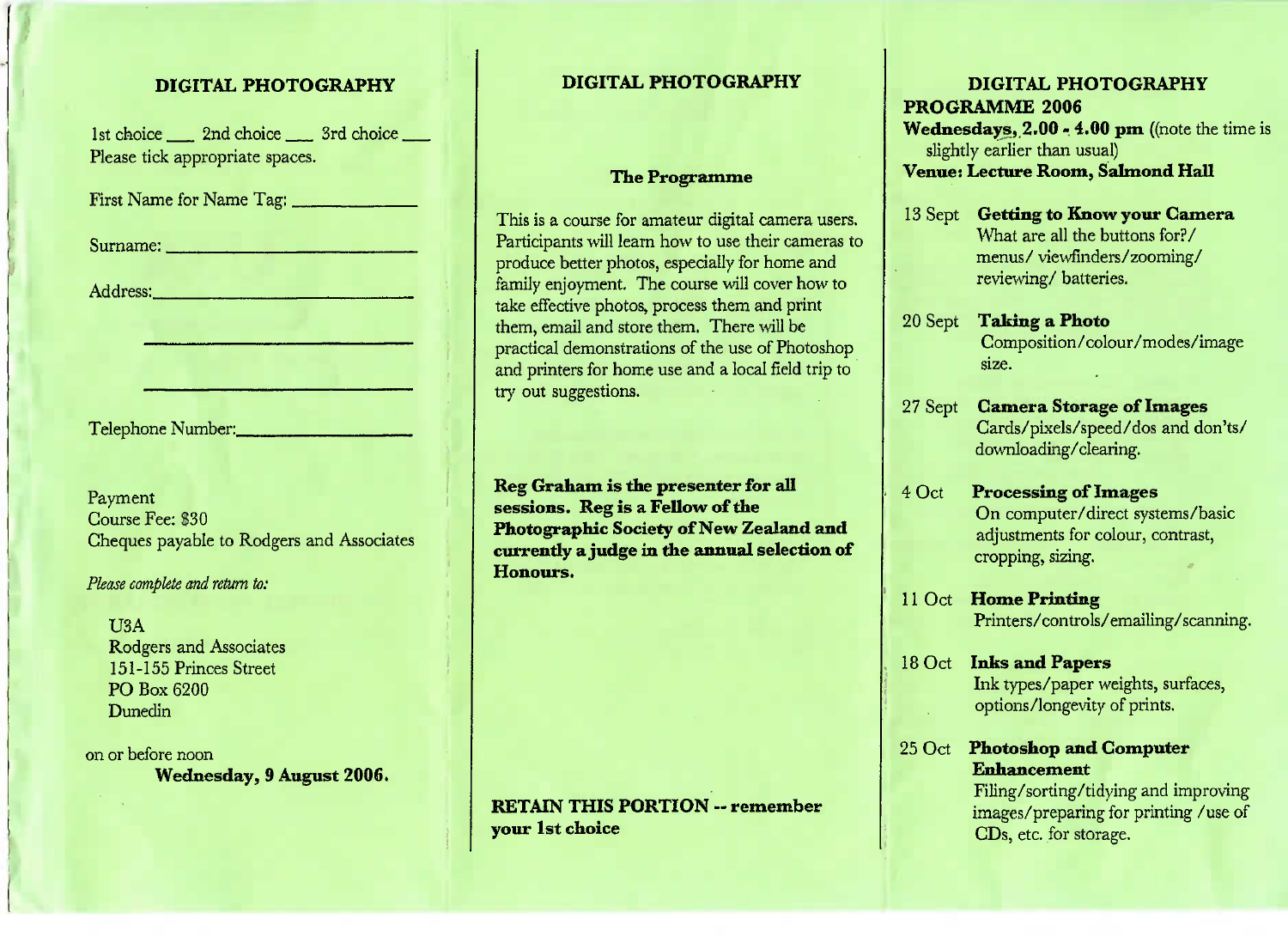## DIGITAL PHOTOGRAPHY

1st choice ___ 2nd choice ___ 3rd choice ___
Please tick appropriate spaces.

First Name for Name Tag: ____________

Surname: ____________

Address: ____________

____________

____________

Telephone Number: ____________

Payment
Course Fee: $30
Cheques payable to Rodgers and Associates

*Please complete and return to:*

U3A
Rodgers and Associates
151-155 Princes Street
PO Box 6200
Dunedin

on or before noon
**Wednesday, 9 August 2006.**

## DIGITAL PHOTOGRAPHY

### The Programme

This is a course for amateur digital camera users. Participants will learn how to use their cameras to produce better photos, especially for home and family enjoyment. The course will cover how to take effective photos, process them and print them, email and store them. There will be practical demonstrations of the use of Photoshop and printers for home use and a local field trip to try out suggestions.

**Reg Graham is the presenter for all sessions. Reg is a Fellow of the Photographic Society of New Zealand and currently a judge in the annual selection of Honours.**

**RETAIN THIS PORTION -- remember your 1st choice**

## DIGITAL PHOTOGRAPHY PROGRAMME 2006

**Wednesdays, 2.00 - 4.00 pm** ((note the time is slightly earlier than usual)
**Venue: Lecture Room, Salmond Hall**

13 Sept **Getting to Know your Camera**
What are all the buttons for?/ menus/ viewfinders/zooming/ reviewing/ batteries.

20 Sept **Taking a Photo**
Composition/colour/modes/image size.

27 Sept **Camera Storage of Images**
Cards/pixels/speed/dos and don'ts/ downloading/clearing.

4 Oct **Processing of Images**
On computer/direct systems/basic adjustments for colour, contrast, cropping, sizing.

11 Oct **Home Printing**
Printers/controls/emailing/scanning.

18 Oct **Inks and Papers**
Ink types/paper weights, surfaces, options/longevity of prints.

25 Oct **Photoshop and Computer Enhancement**
Filing/sorting/tidying and improving images/preparing for printing /use of CDs, etc. for storage.